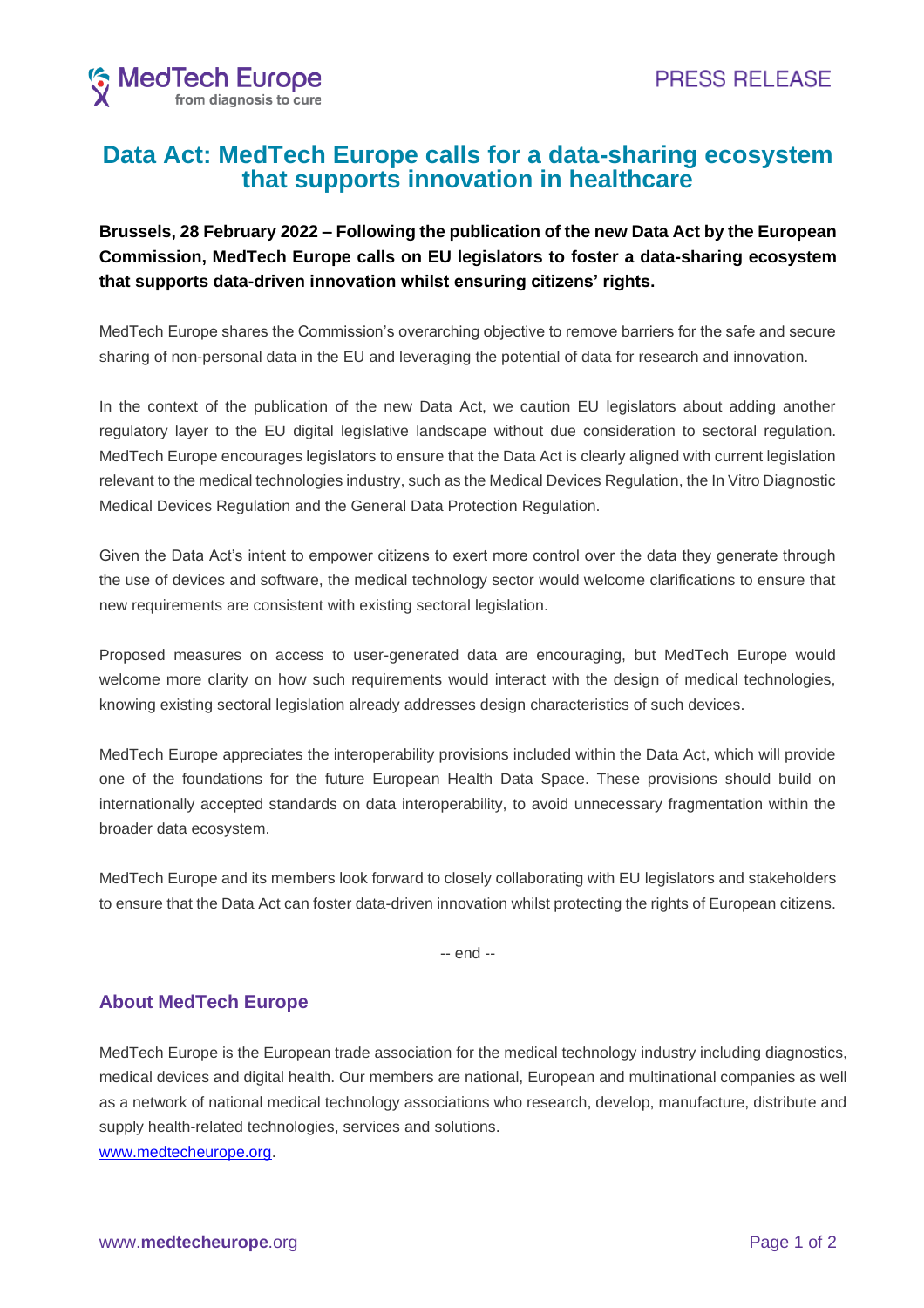MedTech Europe
from diagnosis to cure

PRESS RELEASE

# Data Act: MedTech Europe calls for a data-sharing ecosystem that supports innovation in healthcare

**Brussels, 28 February 2022 – Following the publication of the new Data Act by the European Commission, MedTech Europe calls on EU legislators to foster a data-sharing ecosystem that supports data-driven innovation whilst ensuring citizens' rights.**

MedTech Europe shares the Commission's overarching objective to remove barriers for the safe and secure sharing of non-personal data in the EU and leveraging the potential of data for research and innovation.

In the context of the publication of the new Data Act, we caution EU legislators about adding another regulatory layer to the EU digital legislative landscape without due consideration to sectoral regulation. MedTech Europe encourages legislators to ensure that the Data Act is clearly aligned with current legislation relevant to the medical technologies industry, such as the Medical Devices Regulation, the In Vitro Diagnostic Medical Devices Regulation and the General Data Protection Regulation.

Given the Data Act's intent to empower citizens to exert more control over the data they generate through the use of devices and software, the medical technology sector would welcome clarifications to ensure that new requirements are consistent with existing sectoral legislation.

Proposed measures on access to user-generated data are encouraging, but MedTech Europe would welcome more clarity on how such requirements would interact with the design of medical technologies, knowing existing sectoral legislation already addresses design characteristics of such devices.

MedTech Europe appreciates the interoperability provisions included within the Data Act, which will provide one of the foundations for the future European Health Data Space. These provisions should build on internationally accepted standards on data interoperability, to avoid unnecessary fragmentation within the broader data ecosystem.

MedTech Europe and its members look forward to closely collaborating with EU legislators and stakeholders to ensure that the Data Act can foster data-driven innovation whilst protecting the rights of European citizens.

-- end --

## About MedTech Europe

MedTech Europe is the European trade association for the medical technology industry including diagnostics, medical devices and digital health. Our members are national, European and multinational companies as well as a network of national medical technology associations who research, develop, manufacture, distribute and supply health-related technologies, services and solutions.
www.medtecheurope.org.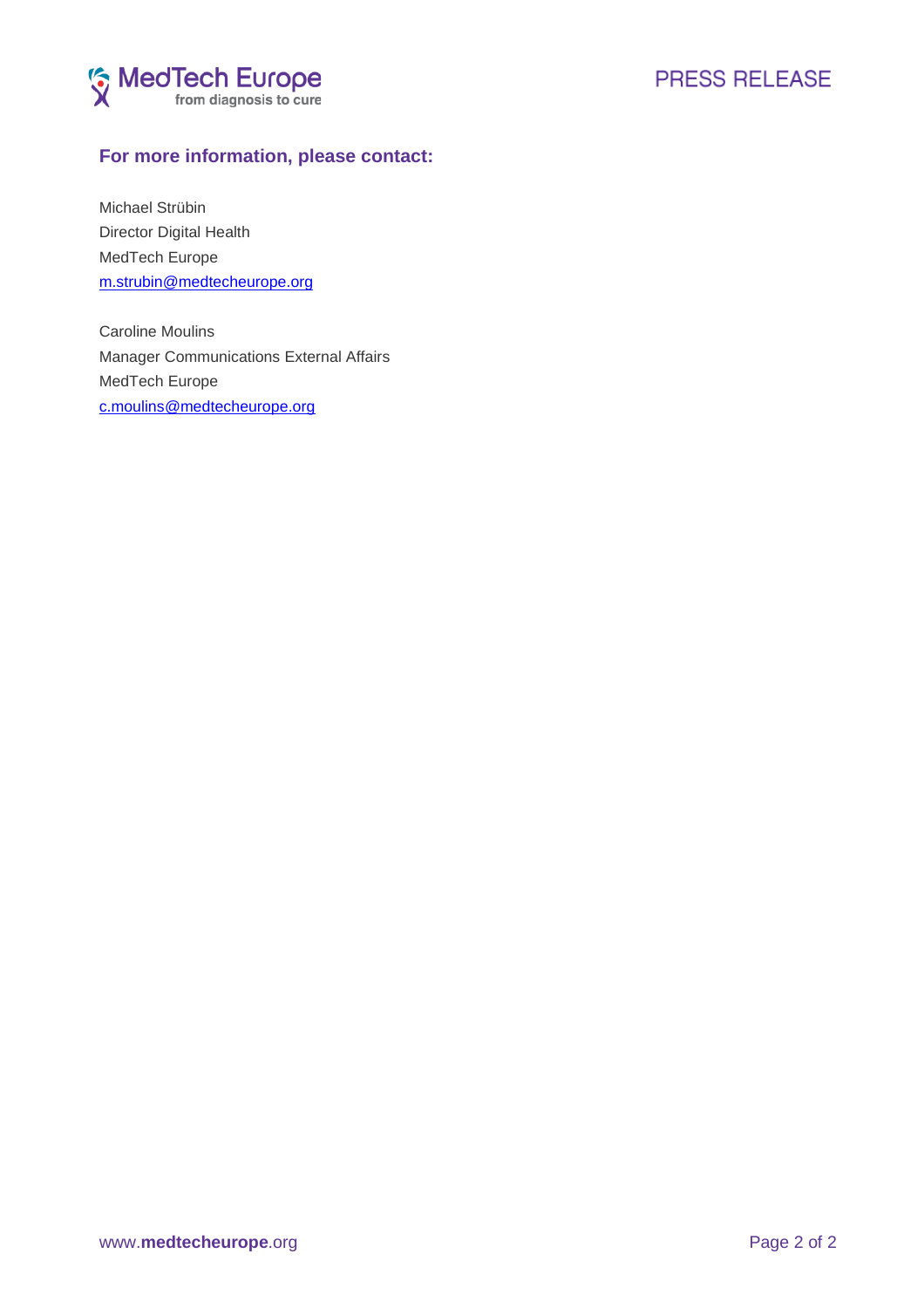### For more information, please contact:

Michael Strübin
Director Digital Health
MedTech Europe
m.strubin@medtecheurope.org

Caroline Moulins
Manager Communications External Affairs
MedTech Europe
c.moulins@medtecheurope.org